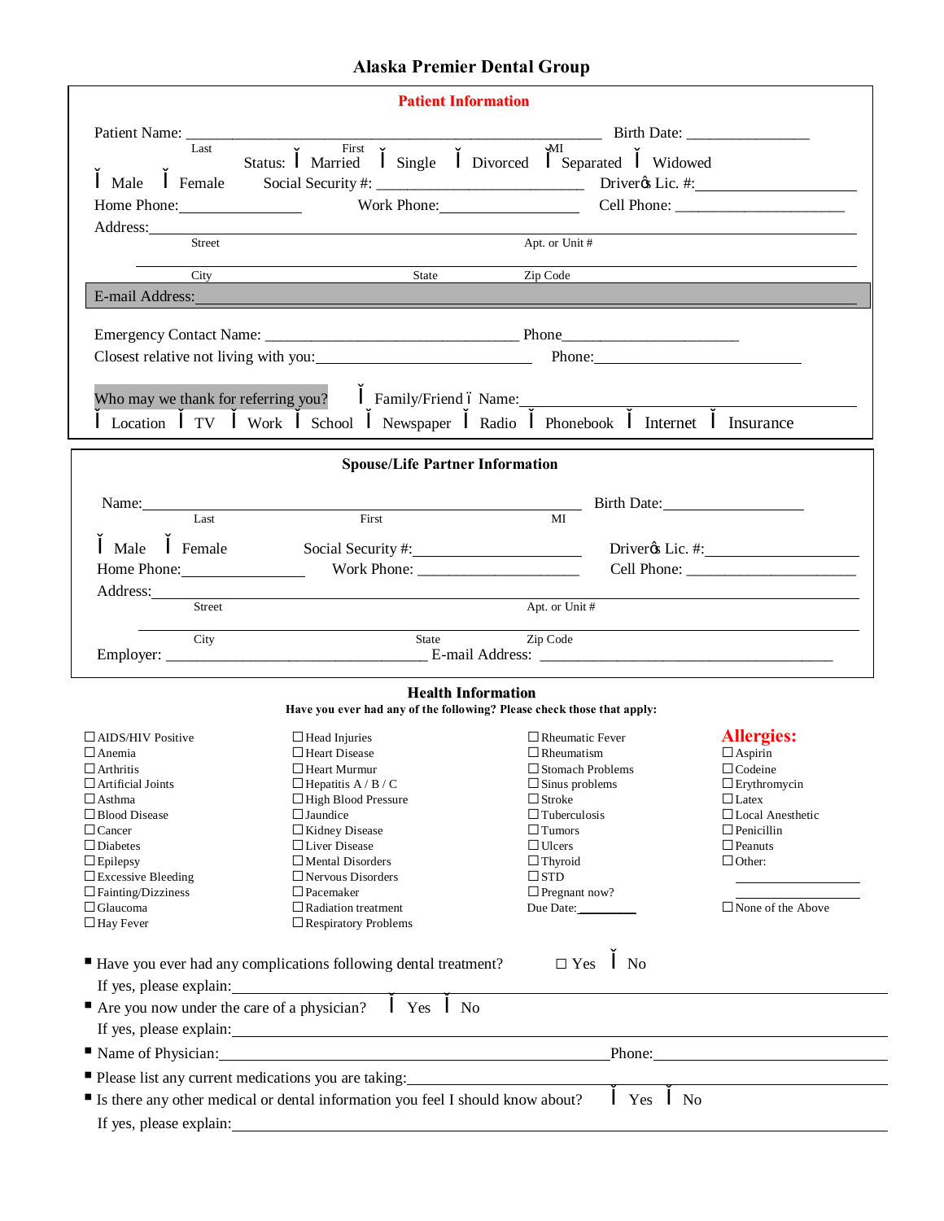# Alaska Premier Dental Group

## Patient Information

Patient Name: ______________________________________________ Birth Date: _______________
Last First MI

Status: Ĭ Married Ĭ Single Ĭ Divorced Ĭ Separated Ĭ Widowed

Ĭ Male Ĭ Female Social Security #: _________________________ Driverǿs Lic. #: ____________________

Home Phone: _______________ Work Phone: _______________ Cell Phone: _____________________

Address: ____________________________________________________________________________
Street Apt. or Unit #

______________________________________________________________________________________
City State Zip Code

E-mail Address: ______________________________________________________________________

Emergency Contact Name: ______________________________ Phone______________________

Closest relative not living with you: ___________________________ Phone: __________________________

Who may we thank for referring you? Ĭ Family/Friend ï Name: ____________________________________

Ĭ Location Ĭ TV Ĭ Work Ĭ School Ĭ Newspaper Ĭ Radio Ĭ Phonebook Ĭ Internet Ĭ Insurance

## Spouse/Life Partner Information

Name: ____________________________________________________ Birth Date: _________________
Last First MI

Ĭ Male Ĭ Female Social Security #: ____________________ Driverǿs Lic. #: ____________________

Home Phone: _______________ Work Phone: ____________________ Cell Phone: _____________________

Address: ____________________________________________________________________________
Street Apt. or Unit #

______________________________________________________________________________________
City State Zip Code

Employer: ______________________________ E-mail Address: ___________________________________

## Health Information

**Have you ever had any of the following? Please check those that apply:**

| | | | Allergies: |
|---|---|---|---|
| ☐ AIDS/HIV Positive | ☐ Head Injuries | ☐ Rheumatic Fever | ☐ Aspirin |
| ☐ Anemia | ☐ Heart Disease | ☐ Rheumatism | ☐ Codeine |
| ☐ Arthritis | ☐ Heart Murmur | ☐ Stomach Problems | ☐ Erythromycin |
| ☐ Artificial Joints | ☐ Hepatitis A / B / C | ☐ Sinus problems | ☐ Latex |
| ☐ Asthma | ☐ High Blood Pressure | ☐ Stroke | ☐ Local Anesthetic |
| ☐ Blood Disease | ☐ Jaundice | ☐ Tuberculosis | ☐ Penicillin |
| ☐ Cancer | ☐ Kidney Disease | ☐ Tumors | ☐ Peanuts |
| ☐ Diabetes | ☐ Liver Disease | ☐ Ulcers | ☐ Other: |
| ☐ Epilepsy | ☐ Mental Disorders | ☐ Thyroid | ___________ |
| ☐ Excessive Bleeding | ☐ Nervous Disorders | ☐ STD | ___________ |
| ☐ Fainting/Dizziness | ☐ Pacemaker | ☐ Pregnant now? | |
| ☐ Glaucoma | ☐ Radiation treatment | Due Date: _________ | ☐ None of the Above |
| ☐ Hay Fever | ☐ Respiratory Problems | | |

- Have you ever had any complications following dental treatment? ☐ Yes Ĭ No
  If yes, please explain: ______________________________________________________________
- Are you now under the care of a physician? Ĭ Yes Ĭ No
  If yes, please explain: ______________________________________________________________
- Name of Physician: ____________________________________ Phone: __________________________
- Please list any current medications you are taking: _____________________________________________
- Is there any other medical or dental information you feel I should know about? Ĭ Yes Ĭ No
  If yes, please explain: ______________________________________________________________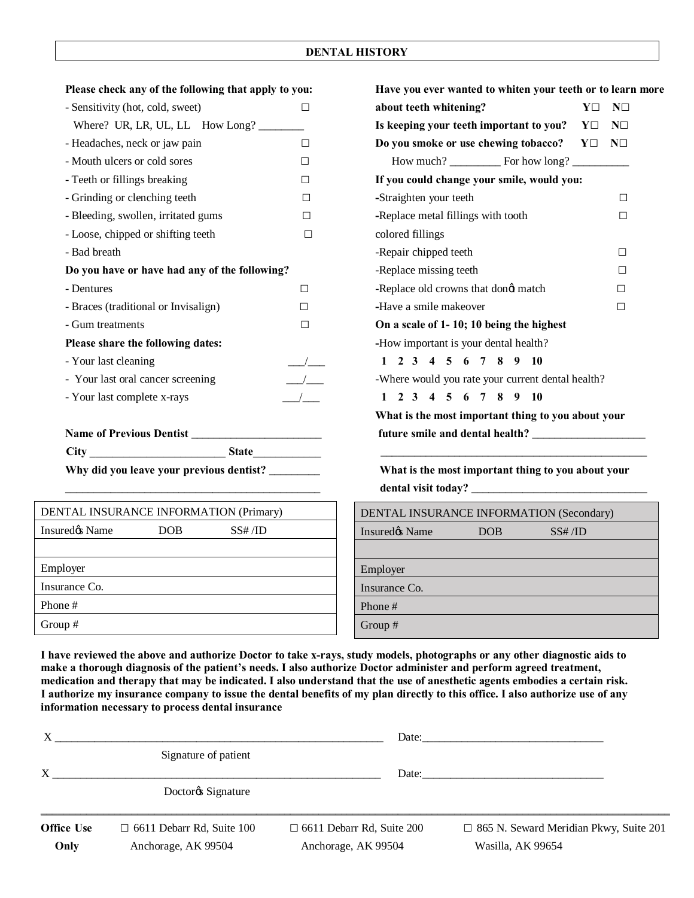# DENTAL HISTORY

**Please check any of the following that apply to you:**

- Sensitivity (hot, cold, sweet) ☐
  Where? UR, LR, UL, LL How Long? ________
- Headaches, neck or jaw pain ☐
- Mouth ulcers or cold sores ☐
- Teeth or fillings breaking ☐
- Grinding or clenching teeth ☐
- Bleeding, swollen, irritated gums ☐
- Loose, chipped or shifting teeth ☐
- Bad breath

**Do you have or have had any of the following?**

- Dentures ☐
- Braces (traditional or Invisalign) ☐
- Gum treatments ☐

**Please share the following dates:**

- Your last cleaning ___/___
- Your last oral cancer screening ___/___
- Your last complete x-rays ___/___

**Name of Previous Dentist** _______________________

**City** ________________________ **State**____________

**Why did you leave your previous dentist?** _________

_____________________________________________

**Have you ever wanted to whiten your teeth or to learn more about teeth whitening?** Y☐ N☐

**Is keeping your teeth important to you?** Y☐ N☐

**Do you smoke or use chewing tobacco?** Y☐ N☐

How much? _________ For how long? __________

**If you could change your smile, would you:**

- Straighten your teeth ☐
- Replace metal fillings with tooth colored fillings ☐
- Repair chipped teeth ☐
- Replace missing teeth ☐
- Replace old crowns that donɇt match ☐
- Have a smile makeover ☐

**On a scale of 1- 10; 10 being the highest**

- How important is your dental health?

**1 2 3 4 5 6 7 8 9 10**

- Where would you rate your current dental health?

**1 2 3 4 5 6 7 8 9 10**

**What is the most important thing to you about your future smile and dental health?** ____________________

_______________________________________________

**What is the most important thing to you about your dental visit today?** _______________________________

| DENTAL INSURANCE INFORMATION (Primary) | | |
|---|---|---|
| Insuredɇs Name | DOB | SS# /ID |
| | | |
| Employer | | |
| Insurance Co. | | |
| Phone # | | |
| Group # | | |

| DENTAL INSURANCE INFORMATION (Secondary) | | |
|---|---|---|
| Insuredɇs Name | DOB | SS# /ID |
| | | |
| Employer | | |
| Insurance Co. | | |
| Phone # | | |
| Group # | | |

**I have reviewed the above and authorize Doctor to take x-rays, study models, photographs or any other diagnostic aids to make a thorough diagnosis of the patient's needs. I also authorize Doctor administer and perform agreed treatment, medication and therapy that may be indicated. I also understand that the use of anesthetic agents embodies a certain risk. I authorize my insurance company to issue the dental benefits of my plan directly to this office. I also authorize use of any information necessary to process dental insurance**

X ___________________________________________________________ Date:________________________________

Signature of patient

X ___________________________________________________________ Date:________________________________

Doctorɇs Signature

**Office Use Only**

☐ 6611 Debarr Rd, Suite 100 Anchorage, AK 99504

☐ 6611 Debarr Rd, Suite 200 Anchorage, AK 99504

☐ 865 N. Seward Meridian Pkwy, Suite 201 Wasilla, AK 99654